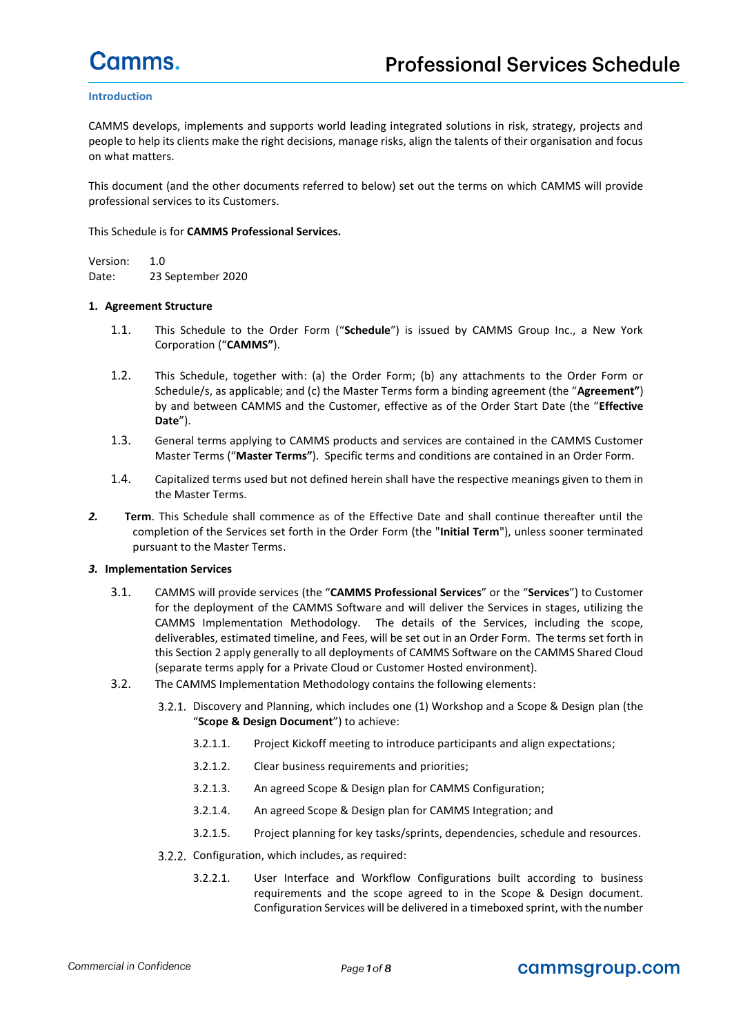# Professional Services Schedule

## Introduction

CAMMS develops, implements and supports world leading integrated solutions in risk, strategy, projects and people to help its clients make the right decisions, manage risks, align the talents of their organisation and focus on what matters.

This document (and the other documents referred to below) set out the terms on which CAMMS will provide professional services to its Customers.

This Schedule is for **CAMMS Professional Services.**

Version: 1.0
Date: 23 September 2020

**1. Agreement Structure**

1.1. This Schedule to the Order Form ("**Schedule**") is issued by CAMMS Group Inc., a New York Corporation ("**CAMMS**").

1.2. This Schedule, together with: (a) the Order Form; (b) any attachments to the Order Form or Schedule/s, as applicable; and (c) the Master Terms form a binding agreement (the "**Agreement**") by and between CAMMS and the Customer, effective as of the Order Start Date (the "**Effective Date**").

1.3. General terms applying to CAMMS products and services are contained in the CAMMS Customer Master Terms ("**Master Terms**"). Specific terms and conditions are contained in an Order Form.

1.4. Capitalized terms used but not defined herein shall have the respective meanings given to them in the Master Terms.

***2.*** **Term**. This Schedule shall commence as of the Effective Date and shall continue thereafter until the completion of the Services set forth in the Order Form (the "**Initial Term**"), unless sooner terminated pursuant to the Master Terms.

***3.*** **Implementation Services**

3.1. CAMMS will provide services (the "**CAMMS Professional Services**" or the "**Services**") to Customer for the deployment of the CAMMS Software and will deliver the Services in stages, utilizing the CAMMS Implementation Methodology. The details of the Services, including the scope, deliverables, estimated timeline, and Fees, will be set out in an Order Form. The terms set forth in this Section 2 apply generally to all deployments of CAMMS Software on the CAMMS Shared Cloud (separate terms apply for a Private Cloud or Customer Hosted environment).

3.2. The CAMMS Implementation Methodology contains the following elements:

3.2.1. Discovery and Planning, which includes one (1) Workshop and a Scope & Design plan (the "**Scope & Design Document**") to achieve:

3.2.1.1. Project Kickoff meeting to introduce participants and align expectations;

3.2.1.2. Clear business requirements and priorities;

3.2.1.3. An agreed Scope & Design plan for CAMMS Configuration;

3.2.1.4. An agreed Scope & Design plan for CAMMS Integration; and

3.2.1.5. Project planning for key tasks/sprints, dependencies, schedule and resources.

3.2.2. Configuration, which includes, as required:

3.2.2.1. User Interface and Workflow Configurations built according to business requirements and the scope agreed to in the Scope & Design document. Configuration Services will be delivered in a timeboxed sprint, with the number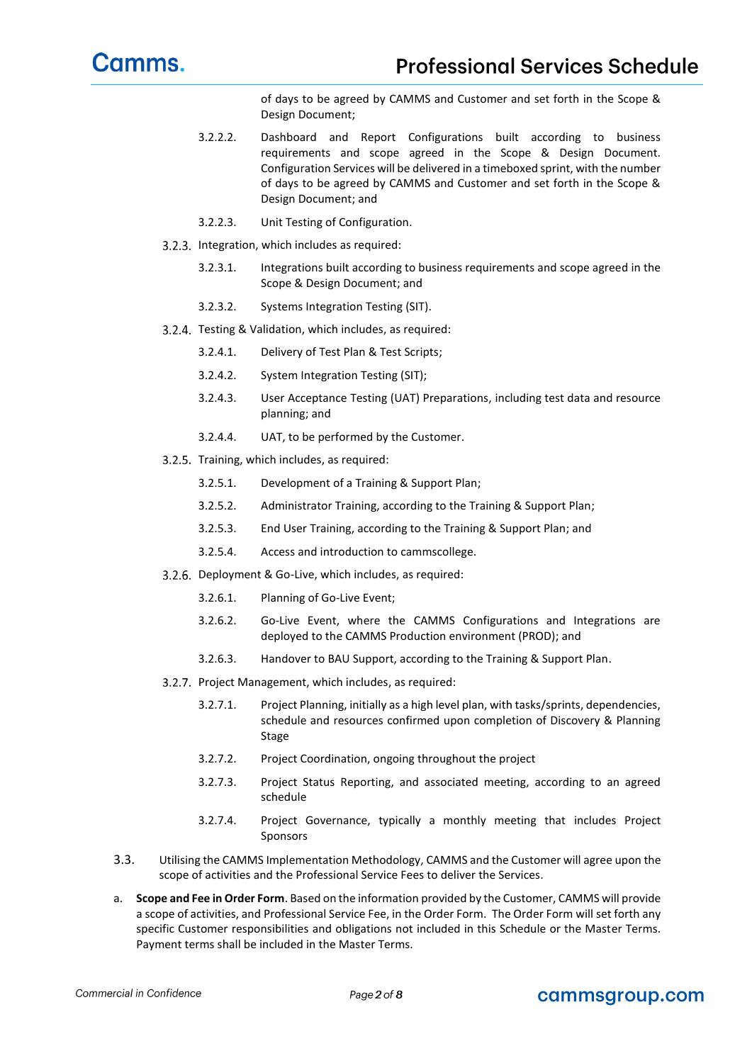of days to be agreed by CAMMS and Customer and set forth in the Scope & Design Document;

- 3.2.2.2. Dashboard and Report Configurations built according to business requirements and scope agreed in the Scope & Design Document. Configuration Services will be delivered in a timeboxed sprint, with the number of days to be agreed by CAMMS and Customer and set forth in the Scope & Design Document; and
- 3.2.2.3. Unit Testing of Configuration.

3.2.3. Integration, which includes as required:

- 3.2.3.1. Integrations built according to business requirements and scope agreed in the Scope & Design Document; and
- 3.2.3.2. Systems Integration Testing (SIT).

3.2.4. Testing & Validation, which includes, as required:

- 3.2.4.1. Delivery of Test Plan & Test Scripts;
- 3.2.4.2. System Integration Testing (SIT);
- 3.2.4.3. User Acceptance Testing (UAT) Preparations, including test data and resource planning; and
- 3.2.4.4. UAT, to be performed by the Customer.

3.2.5. Training, which includes, as required:

- 3.2.5.1. Development of a Training & Support Plan;
- 3.2.5.2. Administrator Training, according to the Training & Support Plan;
- 3.2.5.3. End User Training, according to the Training & Support Plan; and
- 3.2.5.4. Access and introduction to cammscollege.

3.2.6. Deployment & Go-Live, which includes, as required:

- 3.2.6.1. Planning of Go-Live Event;
- 3.2.6.2. Go-Live Event, where the CAMMS Configurations and Integrations are deployed to the CAMMS Production environment (PROD); and
- 3.2.6.3. Handover to BAU Support, according to the Training & Support Plan.

3.2.7. Project Management, which includes, as required:

- 3.2.7.1. Project Planning, initially as a high level plan, with tasks/sprints, dependencies, schedule and resources confirmed upon completion of Discovery & Planning Stage
- 3.2.7.2. Project Coordination, ongoing throughout the project
- 3.2.7.3. Project Status Reporting, and associated meeting, according to an agreed schedule
- 3.2.7.4. Project Governance, typically a monthly meeting that includes Project Sponsors

3.3. Utilising the CAMMS Implementation Methodology, CAMMS and the Customer will agree upon the scope of activities and the Professional Service Fees to deliver the Services.

a. **Scope and Fee in Order Form**. Based on the information provided by the Customer, CAMMS will provide a scope of activities, and Professional Service Fee, in the Order Form. The Order Form will set forth any specific Customer responsibilities and obligations not included in this Schedule or the Master Terms. Payment terms shall be included in the Master Terms.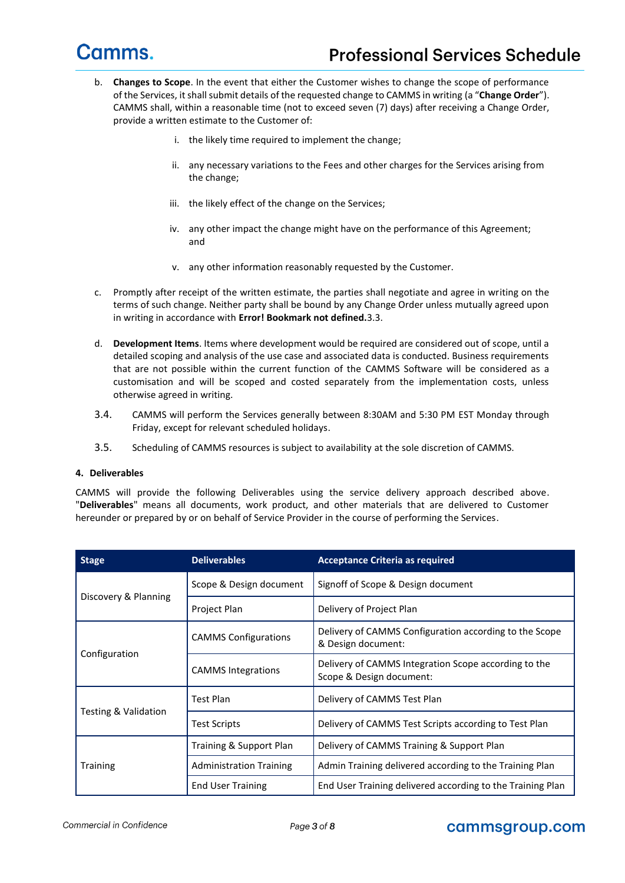b. **Changes to Scope**. In the event that either the Customer wishes to change the scope of performance of the Services, it shall submit details of the requested change to CAMMS in writing (a "**Change Order**"). CAMMS shall, within a reasonable time (not to exceed seven (7) days) after receiving a Change Order, provide a written estimate to the Customer of:

   i. the likely time required to implement the change;

   ii. any necessary variations to the Fees and other charges for the Services arising from the change;

   iii. the likely effect of the change on the Services;

   iv. any other impact the change might have on the performance of this Agreement; and

   v. any other information reasonably requested by the Customer.

c. Promptly after receipt of the written estimate, the parties shall negotiate and agree in writing on the terms of such change. Neither party shall be bound by any Change Order unless mutually agreed upon in writing in accordance with **Error! Bookmark not defined.**3.3.

d. **Development Items**. Items where development would be required are considered out of scope, until a detailed scoping and analysis of the use case and associated data is conducted. Business requirements that are not possible within the current function of the CAMMS Software will be considered as a customisation and will be scoped and costed separately from the implementation costs, unless otherwise agreed in writing.

3.4. CAMMS will perform the Services generally between 8:30AM and 5:30 PM EST Monday through Friday, except for relevant scheduled holidays.

3.5. Scheduling of CAMMS resources is subject to availability at the sole discretion of CAMMS.

#### 4. Deliverables

CAMMS will provide the following Deliverables using the service delivery approach described above. "**Deliverables**" means all documents, work product, and other materials that are delivered to Customer hereunder or prepared by or on behalf of Service Provider in the course of performing the Services.

| Stage | Deliverables | Acceptance Criteria as required |
|---|---|---|
| Discovery & Planning | Scope & Design document | Signoff of Scope & Design document |
| | Project Plan | Delivery of Project Plan |
| Configuration | CAMMS Configurations | Delivery of CAMMS Configuration according to the Scope & Design document: |
| | CAMMS Integrations | Delivery of CAMMS Integration Scope according to the Scope & Design document: |
| Testing & Validation | Test Plan | Delivery of CAMMS Test Plan |
| | Test Scripts | Delivery of CAMMS Test Scripts according to Test Plan |
| Training | Training & Support Plan | Delivery of CAMMS Training & Support Plan |
| | Administration Training | Admin Training delivered according to the Training Plan |
| | End User Training | End User Training delivered according to the Training Plan |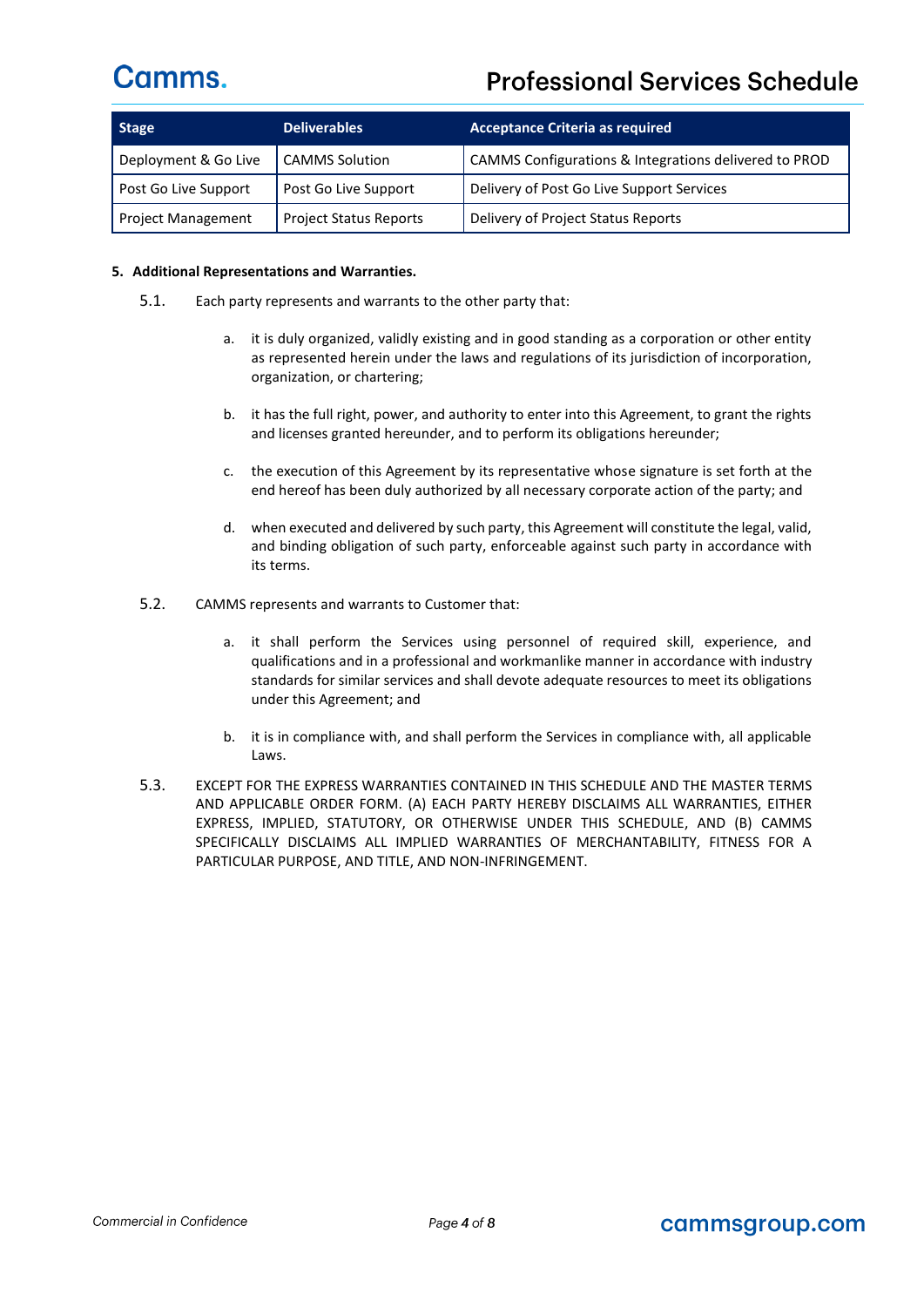| Stage | Deliverables | Acceptance Criteria as required |
| --- | --- | --- |
| Deployment & Go Live | CAMMS Solution | CAMMS Configurations & Integrations delivered to PROD |
| Post Go Live Support | Post Go Live Support | Delivery of Post Go Live Support Services |
| Project Management | Project Status Reports | Delivery of Project Status Reports |

**5. Additional Representations and Warranties.**

5.1. Each party represents and warrants to the other party that:

a. it is duly organized, validly existing and in good standing as a corporation or other entity as represented herein under the laws and regulations of its jurisdiction of incorporation, organization, or chartering;

b. it has the full right, power, and authority to enter into this Agreement, to grant the rights and licenses granted hereunder, and to perform its obligations hereunder;

c. the execution of this Agreement by its representative whose signature is set forth at the end hereof has been duly authorized by all necessary corporate action of the party; and

d. when executed and delivered by such party, this Agreement will constitute the legal, valid, and binding obligation of such party, enforceable against such party in accordance with its terms.

5.2. CAMMS represents and warrants to Customer that:

a. it shall perform the Services using personnel of required skill, experience, and qualifications and in a professional and workmanlike manner in accordance with industry standards for similar services and shall devote adequate resources to meet its obligations under this Agreement; and

b. it is in compliance with, and shall perform the Services in compliance with, all applicable Laws.

5.3. EXCEPT FOR THE EXPRESS WARRANTIES CONTAINED IN THIS SCHEDULE AND THE MASTER TERMS AND APPLICABLE ORDER FORM. (A) EACH PARTY HEREBY DISCLAIMS ALL WARRANTIES, EITHER EXPRESS, IMPLIED, STATUTORY, OR OTHERWISE UNDER THIS SCHEDULE, AND (B) CAMMS SPECIFICALLY DISCLAIMS ALL IMPLIED WARRANTIES OF MERCHANTABILITY, FITNESS FOR A PARTICULAR PURPOSE, AND TITLE, AND NON-INFRINGEMENT.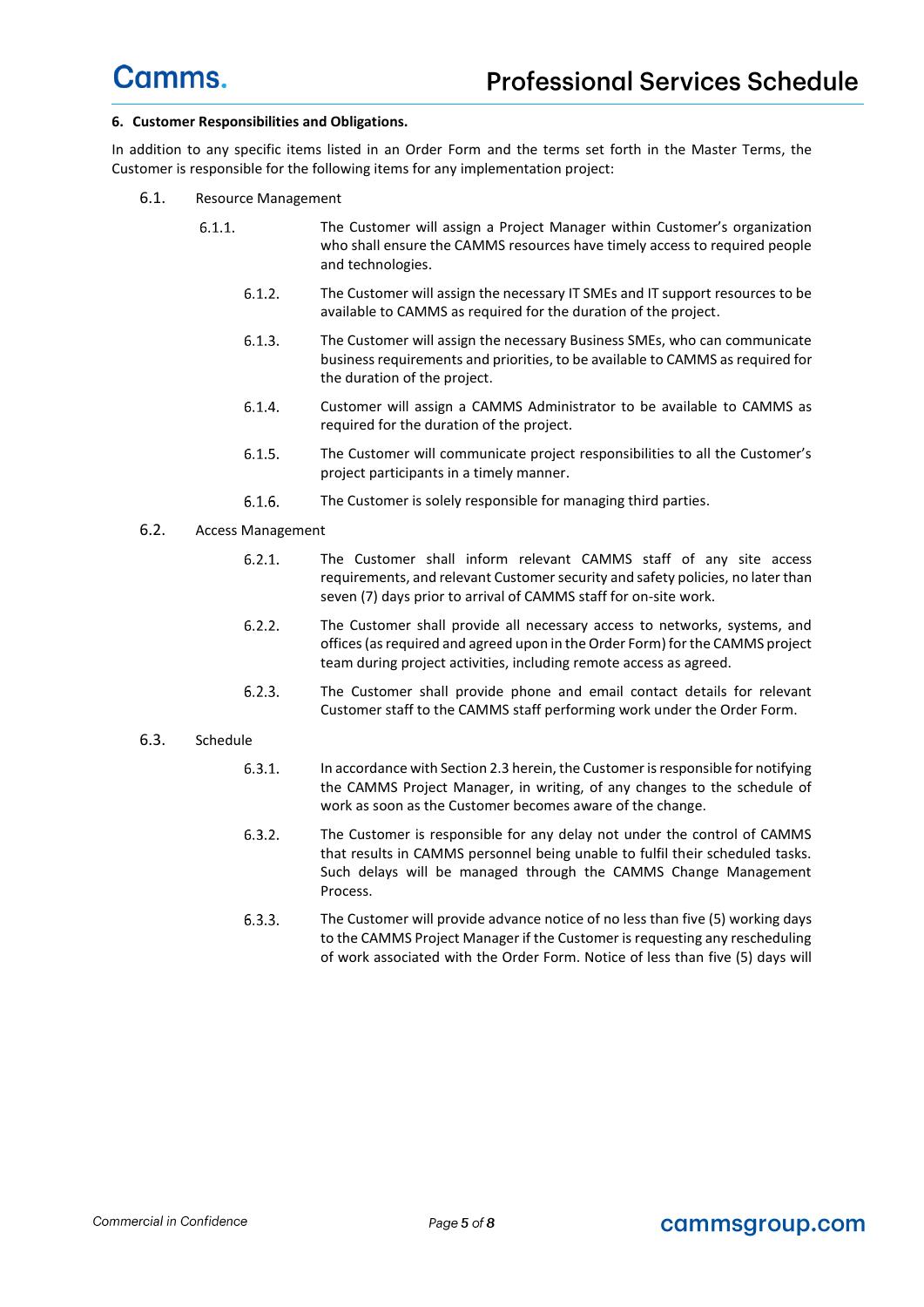**6. Customer Responsibilities and Obligations.**

In addition to any specific items listed in an Order Form and the terms set forth in the Master Terms, the Customer is responsible for the following items for any implementation project:

6.1. Resource Management

6.1.1. The Customer will assign a Project Manager within Customer's organization who shall ensure the CAMMS resources have timely access to required people and technologies.

6.1.2. The Customer will assign the necessary IT SMEs and IT support resources to be available to CAMMS as required for the duration of the project.

6.1.3. The Customer will assign the necessary Business SMEs, who can communicate business requirements and priorities, to be available to CAMMS as required for the duration of the project.

6.1.4. Customer will assign a CAMMS Administrator to be available to CAMMS as required for the duration of the project.

6.1.5. The Customer will communicate project responsibilities to all the Customer's project participants in a timely manner.

6.1.6. The Customer is solely responsible for managing third parties.

6.2. Access Management

6.2.1. The Customer shall inform relevant CAMMS staff of any site access requirements, and relevant Customer security and safety policies, no later than seven (7) days prior to arrival of CAMMS staff for on-site work.

6.2.2. The Customer shall provide all necessary access to networks, systems, and offices (as required and agreed upon in the Order Form) for the CAMMS project team during project activities, including remote access as agreed.

6.2.3. The Customer shall provide phone and email contact details for relevant Customer staff to the CAMMS staff performing work under the Order Form.

6.3. Schedule

6.3.1. In accordance with Section 2.3 herein, the Customer is responsible for notifying the CAMMS Project Manager, in writing, of any changes to the schedule of work as soon as the Customer becomes aware of the change.

6.3.2. The Customer is responsible for any delay not under the control of CAMMS that results in CAMMS personnel being unable to fulfil their scheduled tasks. Such delays will be managed through the CAMMS Change Management Process.

6.3.3. The Customer will provide advance notice of no less than five (5) working days to the CAMMS Project Manager if the Customer is requesting any rescheduling of work associated with the Order Form. Notice of less than five (5) days will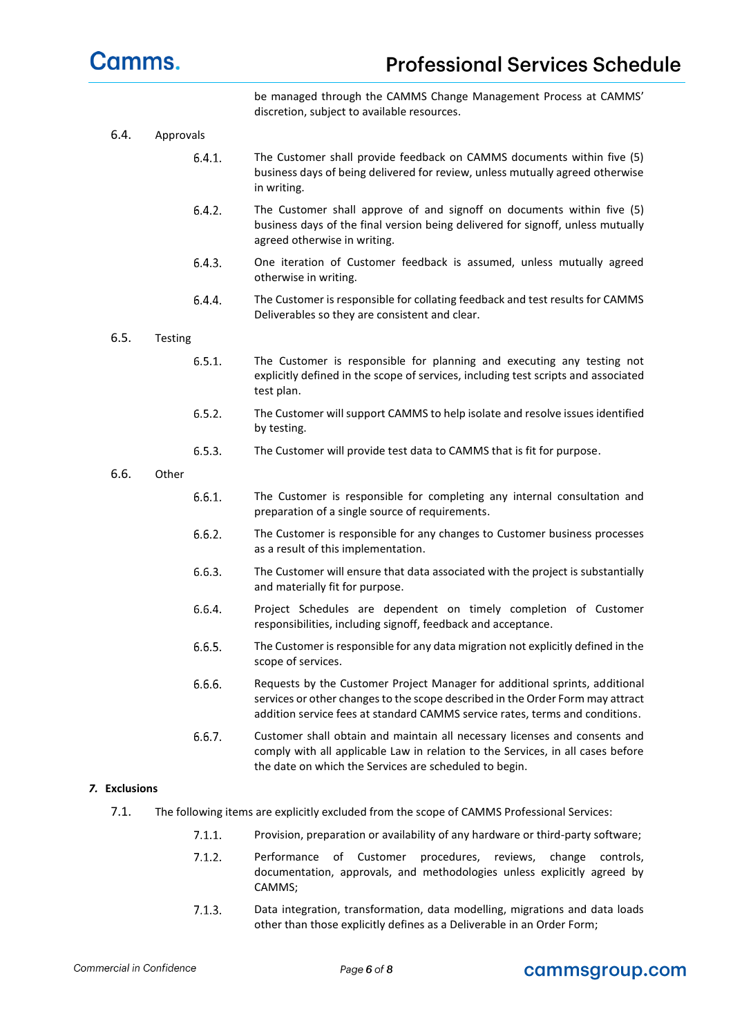be managed through the CAMMS Change Management Process at CAMMS' discretion, subject to available resources.

6.4. Approvals

6.4.1. The Customer shall provide feedback on CAMMS documents within five (5) business days of being delivered for review, unless mutually agreed otherwise in writing.

6.4.2. The Customer shall approve of and signoff on documents within five (5) business days of the final version being delivered for signoff, unless mutually agreed otherwise in writing.

6.4.3. One iteration of Customer feedback is assumed, unless mutually agreed otherwise in writing.

6.4.4. The Customer is responsible for collating feedback and test results for CAMMS Deliverables so they are consistent and clear.

6.5. Testing

6.5.1. The Customer is responsible for planning and executing any testing not explicitly defined in the scope of services, including test scripts and associated test plan.

6.5.2. The Customer will support CAMMS to help isolate and resolve issues identified by testing.

6.5.3. The Customer will provide test data to CAMMS that is fit for purpose.

6.6. Other

6.6.1. The Customer is responsible for completing any internal consultation and preparation of a single source of requirements.

6.6.2. The Customer is responsible for any changes to Customer business processes as a result of this implementation.

6.6.3. The Customer will ensure that data associated with the project is substantially and materially fit for purpose.

6.6.4. Project Schedules are dependent on timely completion of Customer responsibilities, including signoff, feedback and acceptance.

6.6.5. The Customer is responsible for any data migration not explicitly defined in the scope of services.

6.6.6. Requests by the Customer Project Manager for additional sprints, additional services or other changes to the scope described in the Order Form may attract addition service fees at standard CAMMS service rates, terms and conditions.

6.6.7. Customer shall obtain and maintain all necessary licenses and consents and comply with all applicable Law in relation to the Services, in all cases before the date on which the Services are scheduled to begin.

## *7. Exclusions*

7.1. The following items are explicitly excluded from the scope of CAMMS Professional Services:

7.1.1. Provision, preparation or availability of any hardware or third-party software;

7.1.2. Performance of Customer procedures, reviews, change controls, documentation, approvals, and methodologies unless explicitly agreed by CAMMS;

7.1.3. Data integration, transformation, data modelling, migrations and data loads other than those explicitly defines as a Deliverable in an Order Form;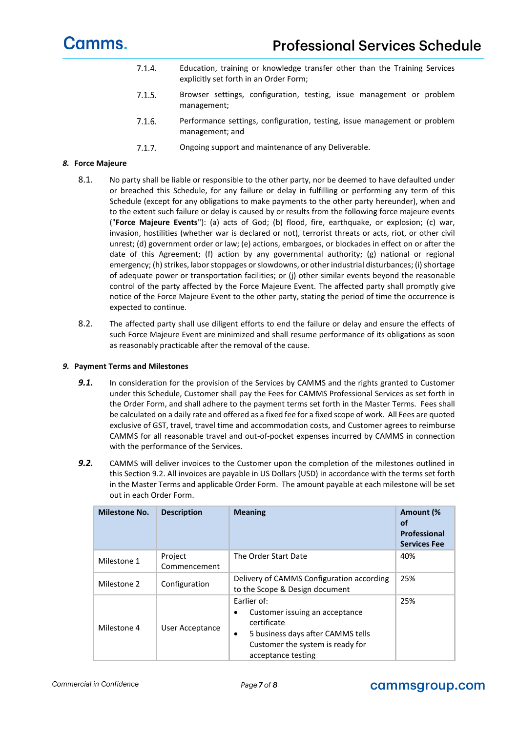7.1.4. Education, training or knowledge transfer other than the Training Services explicitly set forth in an Order Form;

7.1.5. Browser settings, configuration, testing, issue management or problem management;

7.1.6. Performance settings, configuration, testing, issue management or problem management; and

7.1.7. Ongoing support and maintenance of any Deliverable.

## *8.* Force Majeure

8.1. No party shall be liable or responsible to the other party, nor be deemed to have defaulted under or breached this Schedule, for any failure or delay in fulfilling or performing any term of this Schedule (except for any obligations to make payments to the other party hereunder), when and to the extent such failure or delay is caused by or results from the following force majeure events ("**Force Majeure Events**"): (a) acts of God; (b) flood, fire, earthquake, or explosion; (c) war, invasion, hostilities (whether war is declared or not), terrorist threats or acts, riot, or other civil unrest; (d) government order or law; (e) actions, embargoes, or blockades in effect on or after the date of this Agreement; (f) action by any governmental authority; (g) national or regional emergency; (h) strikes, labor stoppages or slowdowns, or other industrial disturbances; (i) shortage of adequate power or transportation facilities; or (j) other similar events beyond the reasonable control of the party affected by the Force Majeure Event. The affected party shall promptly give notice of the Force Majeure Event to the other party, stating the period of time the occurrence is expected to continue.

8.2. The affected party shall use diligent efforts to end the failure or delay and ensure the effects of such Force Majeure Event are minimized and shall resume performance of its obligations as soon as reasonably practicable after the removal of the cause.

## *9.* Payment Terms and Milestones

***9.1.*** In consideration for the provision of the Services by CAMMS and the rights granted to Customer under this Schedule, Customer shall pay the Fees for CAMMS Professional Services as set forth in the Order Form, and shall adhere to the payment terms set forth in the Master Terms. Fees shall be calculated on a daily rate and offered as a fixed fee for a fixed scope of work. All Fees are quoted exclusive of GST, travel, travel time and accommodation costs, and Customer agrees to reimburse CAMMS for all reasonable travel and out-of-pocket expenses incurred by CAMMS in connection with the performance of the Services.

***9.2.*** CAMMS will deliver invoices to the Customer upon the completion of the milestones outlined in this Section 9.2. All invoices are payable in US Dollars (USD) in accordance with the terms set forth in the Master Terms and applicable Order Form. The amount payable at each milestone will be set out in each Order Form.

| Milestone No. | Description | Meaning | Amount (% of Professional Services Fee |
|---|---|---|---|
| Milestone 1 | Project Commencement | The Order Start Date | 40% |
| Milestone 2 | Configuration | Delivery of CAMMS Configuration according to the Scope & Design document | 25% |
| Milestone 4 | User Acceptance | Earlier of:<br>• Customer issuing an acceptance certificate<br>• 5 business days after CAMMS tells Customer the system is ready for acceptance testing | 25% |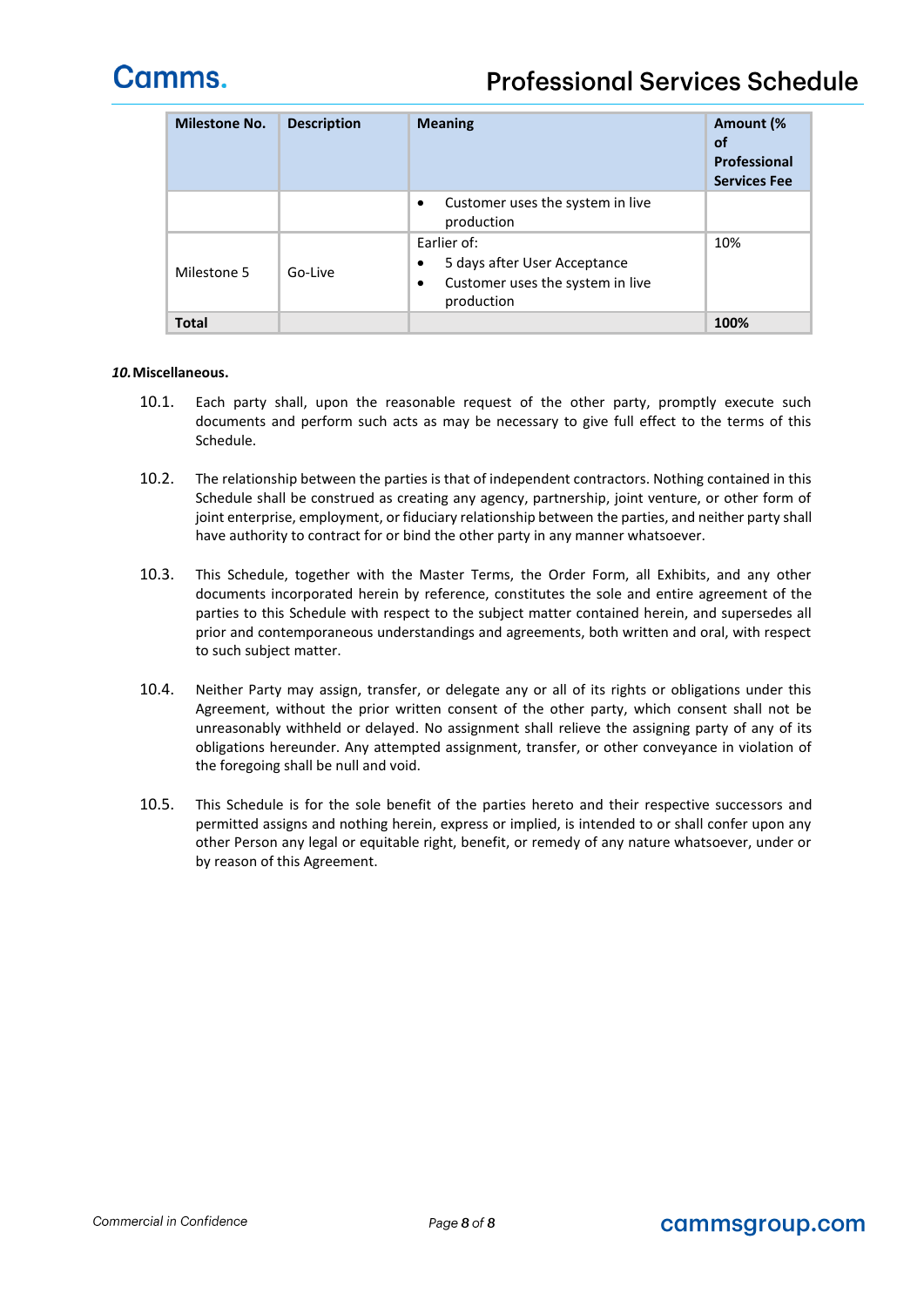| Milestone No. | Description | Meaning | Amount (% of Professional Services Fee |
|---|---|---|---|
| | | • Customer uses the system in live production | |
| Milestone 5 | Go-Live | Earlier of:<br>• 5 days after User Acceptance<br>• Customer uses the system in live production | 10% |
| **Total** | | | **100%** |

***10.* Miscellaneous.**

10.1. Each party shall, upon the reasonable request of the other party, promptly execute such documents and perform such acts as may be necessary to give full effect to the terms of this Schedule.

10.2. The relationship between the parties is that of independent contractors. Nothing contained in this Schedule shall be construed as creating any agency, partnership, joint venture, or other form of joint enterprise, employment, or fiduciary relationship between the parties, and neither party shall have authority to contract for or bind the other party in any manner whatsoever.

10.3. This Schedule, together with the Master Terms, the Order Form, all Exhibits, and any other documents incorporated herein by reference, constitutes the sole and entire agreement of the parties to this Schedule with respect to the subject matter contained herein, and supersedes all prior and contemporaneous understandings and agreements, both written and oral, with respect to such subject matter.

10.4. Neither Party may assign, transfer, or delegate any or all of its rights or obligations under this Agreement, without the prior written consent of the other party, which consent shall not be unreasonably withheld or delayed. No assignment shall relieve the assigning party of any of its obligations hereunder. Any attempted assignment, transfer, or other conveyance in violation of the foregoing shall be null and void.

10.5. This Schedule is for the sole benefit of the parties hereto and their respective successors and permitted assigns and nothing herein, express or implied, is intended to or shall confer upon any other Person any legal or equitable right, benefit, or remedy of any nature whatsoever, under or by reason of this Agreement.